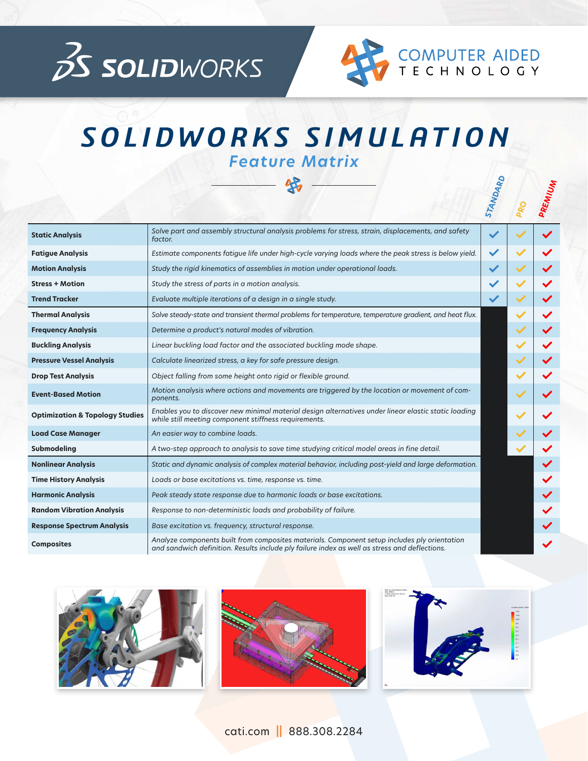# SOLIDWORKS SIMULATION

## Feature Matrix

| Feature | Description | STANDARD | PRO | PREMIUM |
|---|---|---|---|---|
| **Static Analysis** | *Solve part and assembly structural analysis problems for stress, strain, displacements, and safety factor.* | ✓ | ✓ | ✓ |
| **Fatigue Analysis** | *Estimate components fatigue life under high-cycle varying loads where the peak stress is below yield.* | ✓ | ✓ | ✓ |
| **Motion Analysis** | *Study the rigid kinematics of assemblies in motion under operational loads.* | ✓ | ✓ | ✓ |
| **Stress + Motion** | *Study the stress of parts in a motion analysis.* | ✓ | ✓ | ✓ |
| **Trend Tracker** | *Evaluate multiple iterations of a design in a single study.* | ✓ | ✓ | ✓ |
| **Thermal Analysis** | *Solve steady-state and transient thermal problems for temperature, temperature gradient, and heat flux.* | | ✓ | ✓ |
| **Frequency Analysis** | *Determine a product's natural modes of vibration.* | | ✓ | ✓ |
| **Buckling Analysis** | *Linear buckling load factor and the associated buckling mode shape.* | | ✓ | ✓ |
| **Pressure Vessel Analysis** | *Calculate linearized stress, a key for safe pressure design.* | | ✓ | ✓ |
| **Drop Test Analysis** | *Object falling from some height onto rigid or flexible ground.* | | ✓ | ✓ |
| **Event-Based Motion** | *Motion analysis where actions and movements are triggered by the location or movement of components.* | | ✓ | ✓ |
| **Optimization & Topology Studies** | *Enables you to discover new minimal material design alternatives under linear elastic static loading while still meeting component stiffness requirements.* | | ✓ | ✓ |
| **Load Case Manager** | *An easier way to combine loads.* | | ✓ | ✓ |
| **Submodeling** | *A two-step approach to analysis to save time studying critical model areas in fine detail.* | | ✓ | ✓ |
| **Nonlinear Analysis** | *Static and dynamic analysis of complex material behavior, including post-yield and large deformation.* | | | ✓ |
| **Time History Analysis** | *Loads or base excitations vs. time, response vs. time.* | | | ✓ |
| **Harmonic Analysis** | *Peak steady state response due to harmonic loads or base excitations.* | | | ✓ |
| **Random Vibration Analysis** | *Response to non-deterministic loads and probability of failure.* | | | ✓ |
| **Response Spectrum Analysis** | *Base excitation vs. frequency, structural response.* | | | ✓ |
| **Composites** | *Analyze components built from composites materials. Component setup includes ply orientation and sandwich definition. Results include ply failure index as well as stress and deflections.* | | | ✓ |

cati.com || 888.308.2284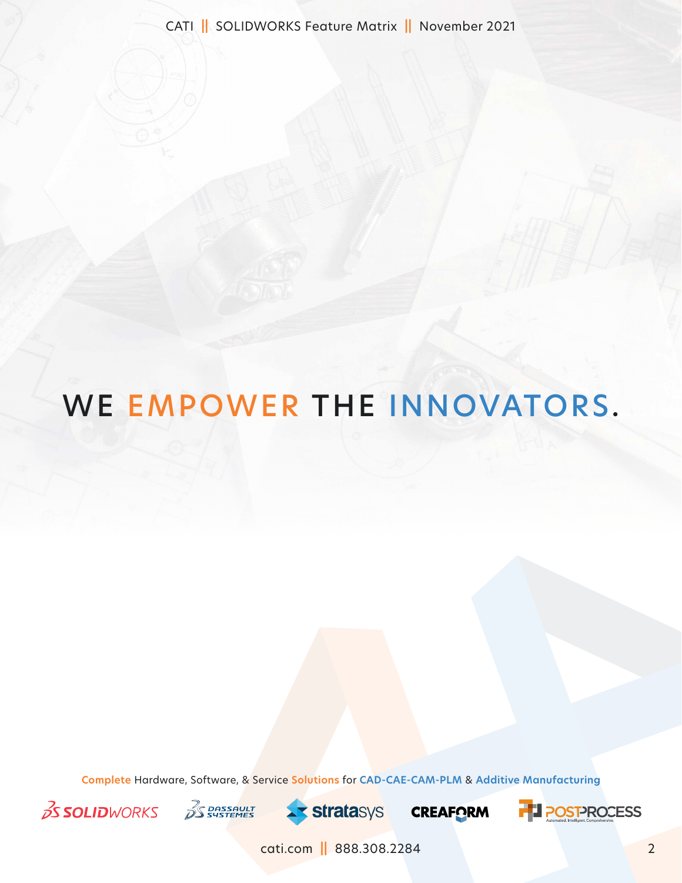# WE EMPOWER THE INNOVATORS.

**Complete** Hardware, Software, & Service **Solutions** for **CAD-CAE-CAM-PLM** & **Additive Manufacturing**

SOLIDWORKS | DASSAULT SYSTEMES | stratasys | CREAFORM | POSTPROCESS

cati.com || 888.308.2284